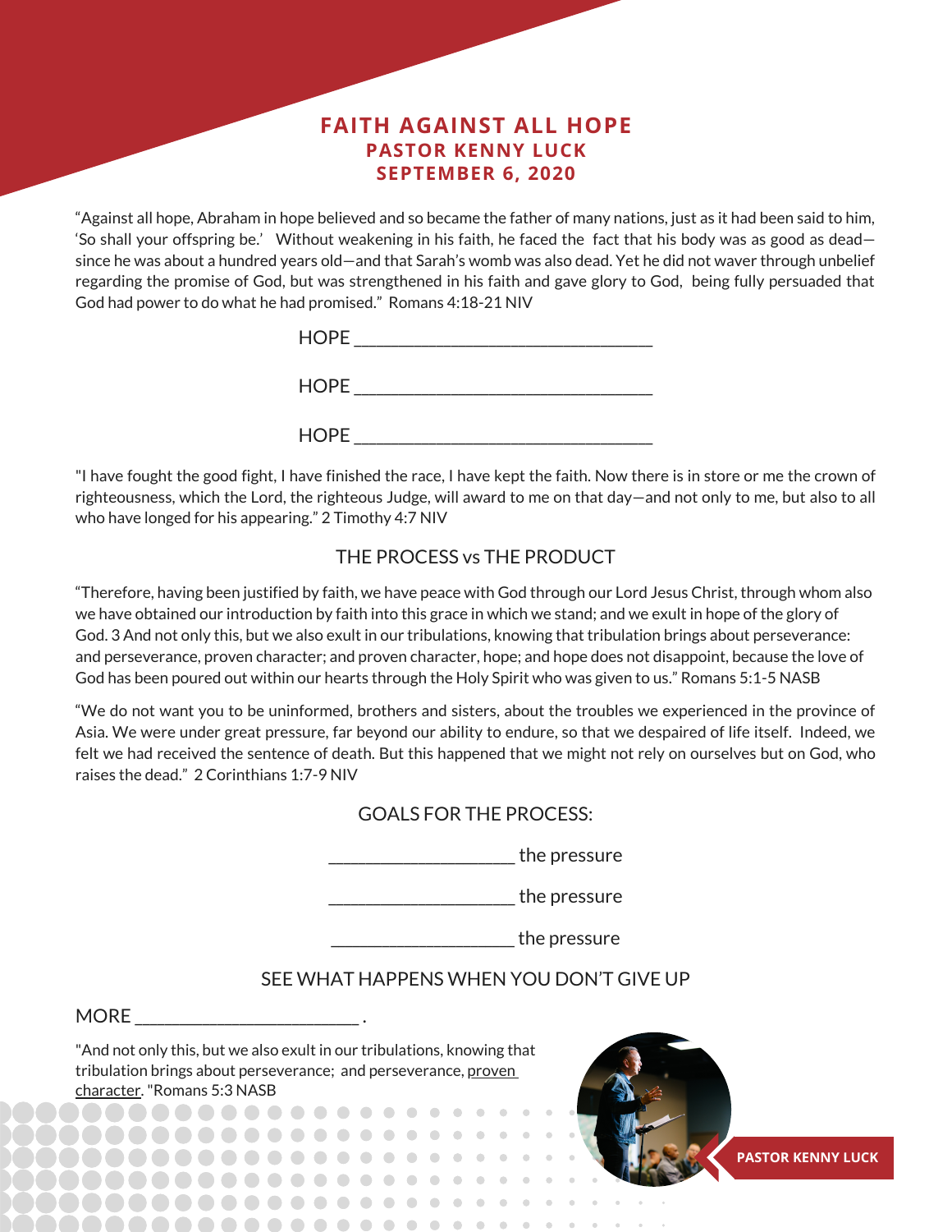# FAITH AGAINST ALL HOPE
## PASTOR KENNY LUCK
## SEPTEMBER 6, 2020

"Against all hope, Abraham in hope believed and so became the father of many nations, just as it had been said to him, 'So shall your offspring be.' Without weakening in his faith, he faced the fact that his body was as good as dead—since he was about a hundred years old—and that Sarah's womb was also dead. Yet he did not waver through unbelief regarding the promise of God, but was strengthened in his faith and gave glory to God, being fully persuaded that God had power to do what he had promised." Romans 4:18-21 NIV

HOPE ________________________________

HOPE ________________________________

HOPE ________________________________

"I have fought the good fight, I have finished the race, I have kept the faith. Now there is in store or me the crown of righteousness, which the Lord, the righteous Judge, will award to me on that day—and not only to me, but also to all who have longed for his appearing." 2 Timothy 4:7 NIV

### THE PROCESS vs THE PRODUCT

"Therefore, having been justified by faith, we have peace with God through our Lord Jesus Christ, through whom also we have obtained our introduction by faith into this grace in which we stand; and we exult in hope of the glory of God. 3 And not only this, but we also exult in our tribulations, knowing that tribulation brings about perseverance: and perseverance, proven character; and proven character, hope; and hope does not disappoint, because the love of God has been poured out within our hearts through the Holy Spirit who was given to us." Romans 5:1-5 NASB

"We do not want you to be uninformed, brothers and sisters, about the troubles we experienced in the province of Asia. We were under great pressure, far beyond our ability to endure, so that we despaired of life itself. Indeed, we felt we had received the sentence of death. But this happened that we might not rely on ourselves but on God, who raises the dead." 2 Corinthians 1:7-9 NIV

### GOALS FOR THE PROCESS:

____________________ the pressure

____________________ the pressure

____________________ the pressure

### SEE WHAT HAPPENS WHEN YOU DON'T GIVE UP

MORE ________________________ .

"And not only this, but we also exult in our tribulations, knowing that tribulation brings about perseverance; and perseverance, proven character. "Romans 5:3 NASB

PASTOR KENNY LUCK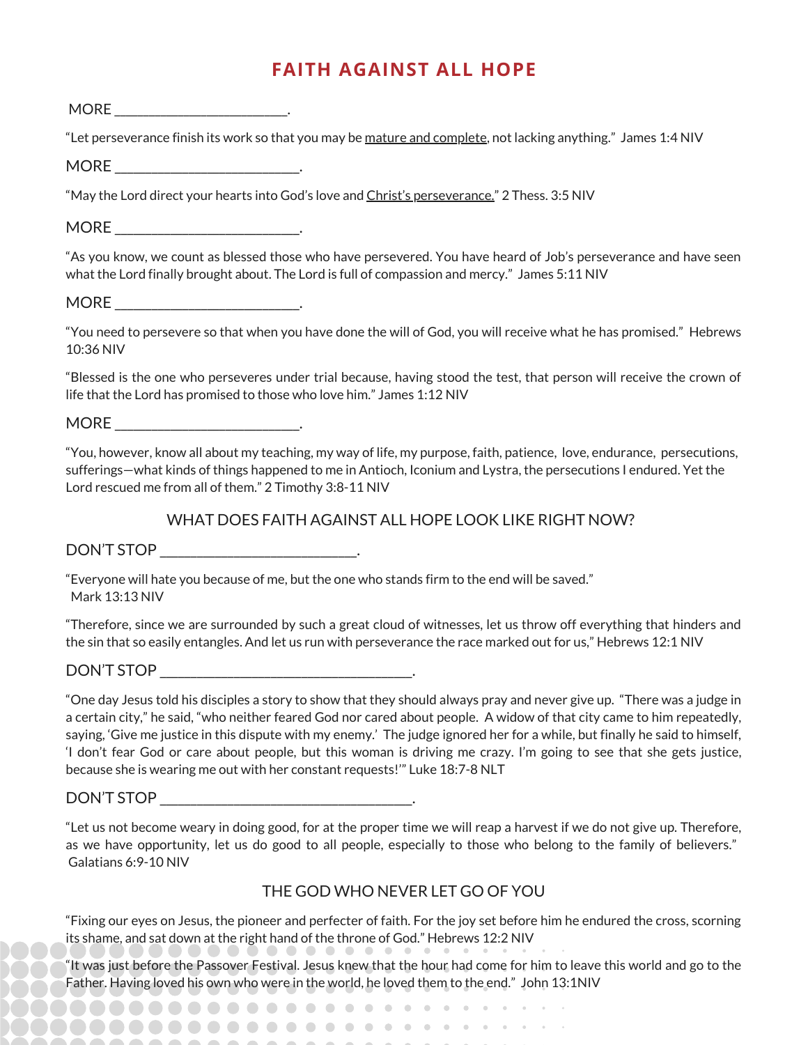# FAITH AGAINST ALL HOPE

MORE ________________________.

"Let perseverance finish its work so that you may be <u>mature and complete</u>, not lacking anything." James 1:4 NIV

MORE ________________________.

"May the Lord direct your hearts into God's love and <u>Christ's perseverance.</u>" 2 Thess. 3:5 NIV

MORE ________________________.

"As you know, we count as blessed those who have persevered. You have heard of Job's perseverance and have seen what the Lord finally brought about. The Lord is full of compassion and mercy." James 5:11 NIV

MORE ________________________.

"You need to persevere so that when you have done the will of God, you will receive what he has promised." Hebrews 10:36 NIV

"Blessed is the one who perseveres under trial because, having stood the test, that person will receive the crown of life that the Lord has promised to those who love him." James 1:12 NIV

MORE ________________________.

"You, however, know all about my teaching, my way of life, my purpose, faith, patience, love, endurance, persecutions, sufferings—what kinds of things happened to me in Antioch, Iconium and Lystra, the persecutions I endured. Yet the Lord rescued me from all of them." 2 Timothy 3:8-11 NIV

## WHAT DOES FAITH AGAINST ALL HOPE LOOK LIKE RIGHT NOW?

DON'T STOP __________________________.

"Everyone will hate you because of me, but the one who stands firm to the end will be saved." Mark 13:13 NIV

"Therefore, since we are surrounded by such a great cloud of witnesses, let us throw off everything that hinders and the sin that so easily entangles. And let us run with perseverance the race marked out for us," Hebrews 12:1 NIV

DON'T STOP __________________________________.

"One day Jesus told his disciples a story to show that they should always pray and never give up. "There was a judge in a certain city," he said, "who neither feared God nor cared about people. A widow of that city came to him repeatedly, saying, 'Give me justice in this dispute with my enemy.' The judge ignored her for a while, but finally he said to himself, 'I don't fear God or care about people, but this woman is driving me crazy. I'm going to see that she gets justice, because she is wearing me out with her constant requests!'" Luke 18:7-8 NLT

DON'T STOP __________________________________.

"Let us not become weary in doing good, for at the proper time we will reap a harvest if we do not give up. Therefore, as we have opportunity, let us do good to all people, especially to those who belong to the family of believers." Galatians 6:9-10 NIV

## THE GOD WHO NEVER LET GO OF YOU

"Fixing our eyes on Jesus, the pioneer and perfecter of faith. For the joy set before him he endured the cross, scorning its shame, and sat down at the right hand of the throne of God." Hebrews 12:2 NIV

"It was just before the Passover Festival. Jesus knew that the hour had come for him to leave this world and go to the Father. Having loved his own who were in the world, he loved them to the end." John 13:1NIV